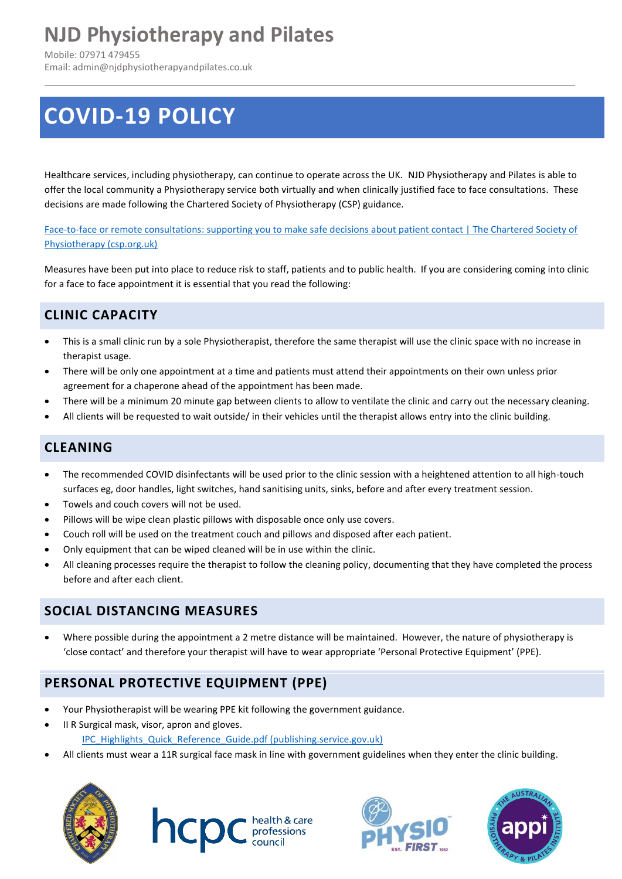# NJD Physiotherapy and Pilates

Mobile: 07971 479455
Email: admin@njdphysiotherapyandpilates.co.uk

# COVID-19 POLICY

Healthcare services, including physiotherapy, can continue to operate across the UK. NJD Physiotherapy and Pilates is able to offer the local community a Physiotherapy service both virtually and when clinically justified face to face consultations. These decisions are made following the Chartered Society of Physiotherapy (CSP) guidance.

Face-to-face or remote consultations: supporting you to make safe decisions about patient contact | The Chartered Society of Physiotherapy (csp.org.uk)

Measures have been put into place to reduce risk to staff, patients and to public health. If you are considering coming into clinic for a face to face appointment it is essential that you read the following:

## CLINIC CAPACITY

- This is a small clinic run by a sole Physiotherapist, therefore the same therapist will use the clinic space with no increase in therapist usage.
- There will be only one appointment at a time and patients must attend their appointments on their own unless prior agreement for a chaperone ahead of the appointment has been made.
- There will be a minimum 20 minute gap between clients to allow to ventilate the clinic and carry out the necessary cleaning.
- All clients will be requested to wait outside/ in their vehicles until the therapist allows entry into the clinic building.

## CLEANING

- The recommended COVID disinfectants will be used prior to the clinic session with a heightened attention to all high-touch surfaces eg, door handles, light switches, hand sanitising units, sinks, before and after every treatment session.
- Towels and couch covers will not be used.
- Pillows will be wipe clean plastic pillows with disposable once only use covers.
- Couch roll will be used on the treatment couch and pillows and disposed after each patient.
- Only equipment that can be wiped cleaned will be in use within the clinic.
- All cleaning processes require the therapist to follow the cleaning policy, documenting that they have completed the process before and after each client.

## SOCIAL DISTANCING MEASURES

- Where possible during the appointment a 2 metre distance will be maintained. However, the nature of physiotherapy is 'close contact' and therefore your therapist will have to wear appropriate 'Personal Protective Equipment' (PPE).

## PERSONAL PROTECTIVE EQUIPMENT (PPE)

- Your Physiotherapist will be wearing PPE kit following the government guidance.
- II R Surgical mask, visor, apron and gloves.
  IPC_Highlights_Quick_Reference_Guide.pdf (publishing.service.gov.uk)
- All clients must wear a 11R surgical face mask in line with government guidelines when they enter the clinic building.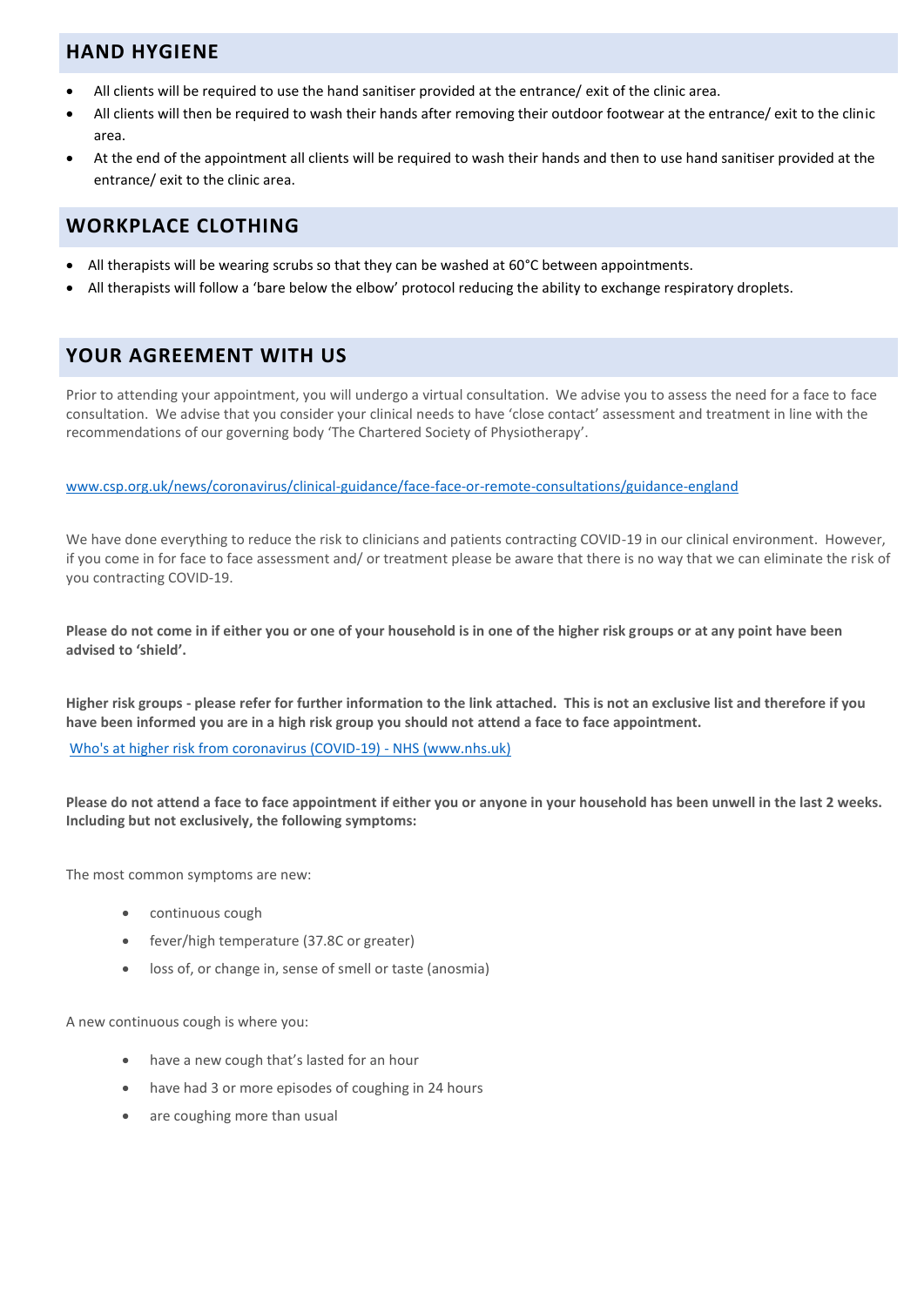## HAND HYGIENE

- All clients will be required to use the hand sanitiser provided at the entrance/ exit of the clinic area.
- All clients will then be required to wash their hands after removing their outdoor footwear at the entrance/ exit to the clinic area.
- At the end of the appointment all clients will be required to wash their hands and then to use hand sanitiser provided at the entrance/ exit to the clinic area.

## WORKPLACE CLOTHING

- All therapists will be wearing scrubs so that they can be washed at 60°C between appointments.
- All therapists will follow a 'bare below the elbow' protocol reducing the ability to exchange respiratory droplets.

## YOUR AGREEMENT WITH US

Prior to attending your appointment, you will undergo a virtual consultation. We advise you to assess the need for a face to face consultation. We advise that you consider your clinical needs to have 'close contact' assessment and treatment in line with the recommendations of our governing body 'The Chartered Society of Physiotherapy'.

[www.csp.org.uk/news/coronavirus/clinical-guidance/face-face-or-remote-consultations/guidance-england](www.csp.org.uk/news/coronavirus/clinical-guidance/face-face-or-remote-consultations/guidance-england)

We have done everything to reduce the risk to clinicians and patients contracting COVID-19 in our clinical environment. However, if you come in for face to face assessment and/ or treatment please be aware that there is no way that we can eliminate the risk of you contracting COVID-19.

**Please do not come in if either you or one of your household is in one of the higher risk groups or at any point have been advised to 'shield'.**

**Higher risk groups - please refer for further information to the link attached. This is not an exclusive list and therefore if you have been informed you are in a high risk group you should not attend a face to face appointment.**

[Who's at higher risk from coronavirus (COVID-19) - NHS (www.nhs.uk)](www.nhs.uk)

**Please do not attend a face to face appointment if either you or anyone in your household has been unwell in the last 2 weeks. Including but not exclusively, the following symptoms:**

The most common symptoms are new:

- continuous cough
- fever/high temperature (37.8C or greater)
- loss of, or change in, sense of smell or taste (anosmia)

A new continuous cough is where you:

- have a new cough that's lasted for an hour
- have had 3 or more episodes of coughing in 24 hours
- are coughing more than usual